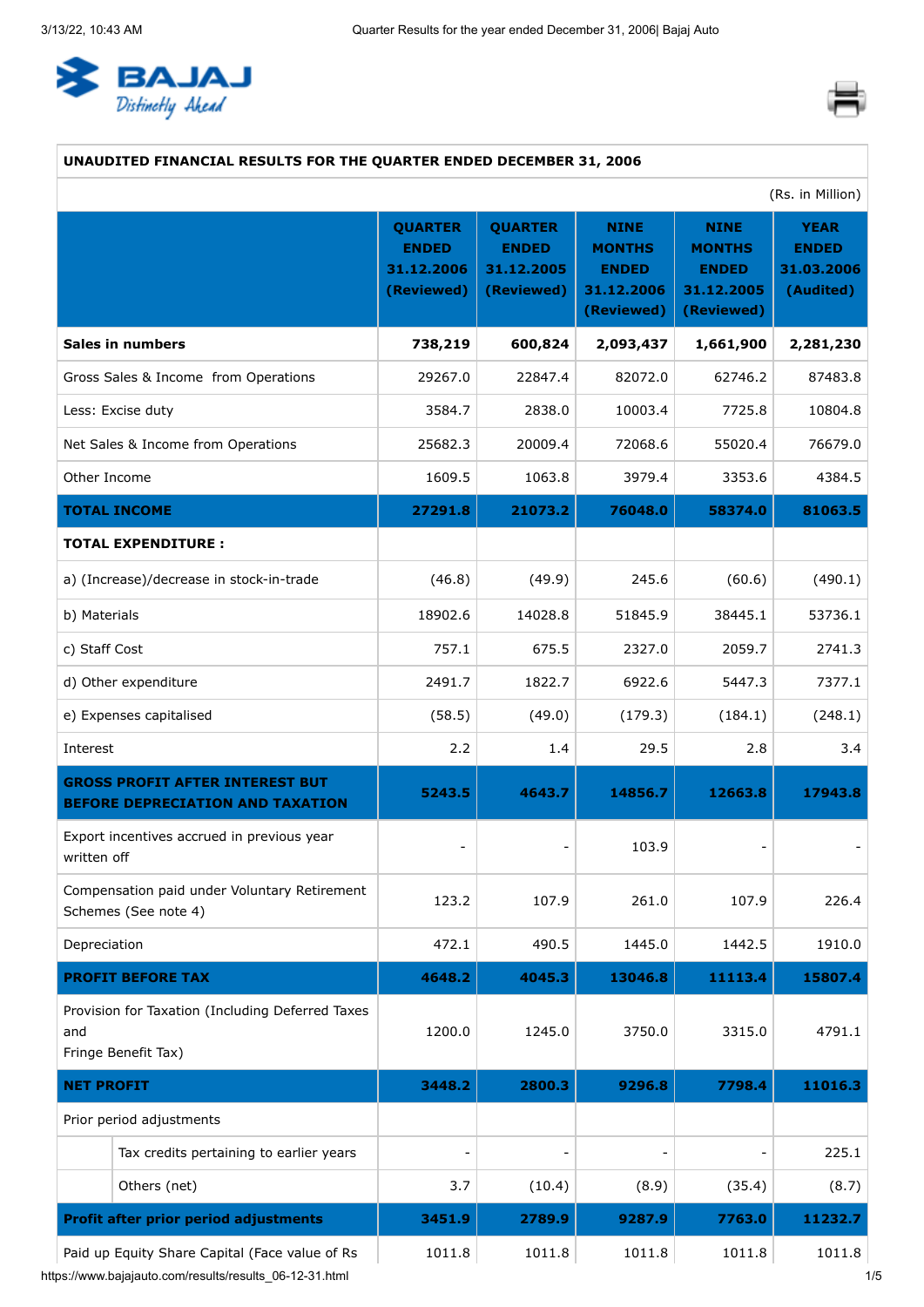**UNAUDITED FINANCIAL RESULTS FOR THE QUARTER ENDED DECEMBER 31, 2006**

(Rs. in Million)

| | QUARTER ENDED 31.12.2006 (Reviewed) | QUARTER ENDED 31.12.2005 (Reviewed) | NINE MONTHS ENDED 31.12.2006 (Reviewed) | NINE MONTHS ENDED 31.12.2005 (Reviewed) | YEAR ENDED 31.03.2006 (Audited) |
|---|---|---|---|---|---|
| **Sales in numbers** | **738,219** | **600,824** | **2,093,437** | **1,661,900** | **2,281,230** |
| Gross Sales & Income from Operations | 29267.0 | 22847.4 | 82072.0 | 62746.2 | 87483.8 |
| Less: Excise duty | 3584.7 | 2838.0 | 10003.4 | 7725.8 | 10804.8 |
| Net Sales & Income from Operations | 25682.3 | 20009.4 | 72068.6 | 55020.4 | 76679.0 |
| Other Income | 1609.5 | 1063.8 | 3979.4 | 3353.6 | 4384.5 |
| **TOTAL INCOME** | **27291.8** | **21073.2** | **76048.0** | **58374.0** | **81063.5** |
| **TOTAL EXPENDITURE :** | | | | | |
| a) (Increase)/decrease in stock-in-trade | (46.8) | (49.9) | 245.6 | (60.6) | (490.1) |
| b) Materials | 18902.6 | 14028.8 | 51845.9 | 38445.1 | 53736.1 |
| c) Staff Cost | 757.1 | 675.5 | 2327.0 | 2059.7 | 2741.3 |
| d) Other expenditure | 2491.7 | 1822.7 | 6922.6 | 5447.3 | 7377.1 |
| e) Expenses capitalised | (58.5) | (49.0) | (179.3) | (184.1) | (248.1) |
| Interest | 2.2 | 1.4 | 29.5 | 2.8 | 3.4 |
| **GROSS PROFIT AFTER INTEREST BUT BEFORE DEPRECIATION AND TAXATION** | **5243.5** | **4643.7** | **14856.7** | **12663.8** | **17943.8** |
| Export incentives accrued in previous year written off | - | - | 103.9 | - | - |
| Compensation paid under Voluntary Retirement Schemes (See note 4) | 123.2 | 107.9 | 261.0 | 107.9 | 226.4 |
| Depreciation | 472.1 | 490.5 | 1445.0 | 1442.5 | 1910.0 |
| **PROFIT BEFORE TAX** | **4648.2** | **4045.3** | **13046.8** | **11113.4** | **15807.4** |
| Provision for Taxation (Including Deferred Taxes and Fringe Benefit Tax) | 1200.0 | 1245.0 | 3750.0 | 3315.0 | 4791.1 |
| **NET PROFIT** | **3448.2** | **2800.3** | **9296.8** | **7798.4** | **11016.3** |
| Prior period adjustments | | | | | |
| Tax credits pertaining to earlier years | - | - | - | - | 225.1 |
| Others (net) | 3.7 | (10.4) | (8.9) | (35.4) | (8.7) |
| **Profit after prior period adjustments** | **3451.9** | **2789.9** | **9287.9** | **7763.0** | **11232.7** |
| Paid up Equity Share Capital (Face value of Rs | 1011.8 | 1011.8 | 1011.8 | 1011.8 | 1011.8 |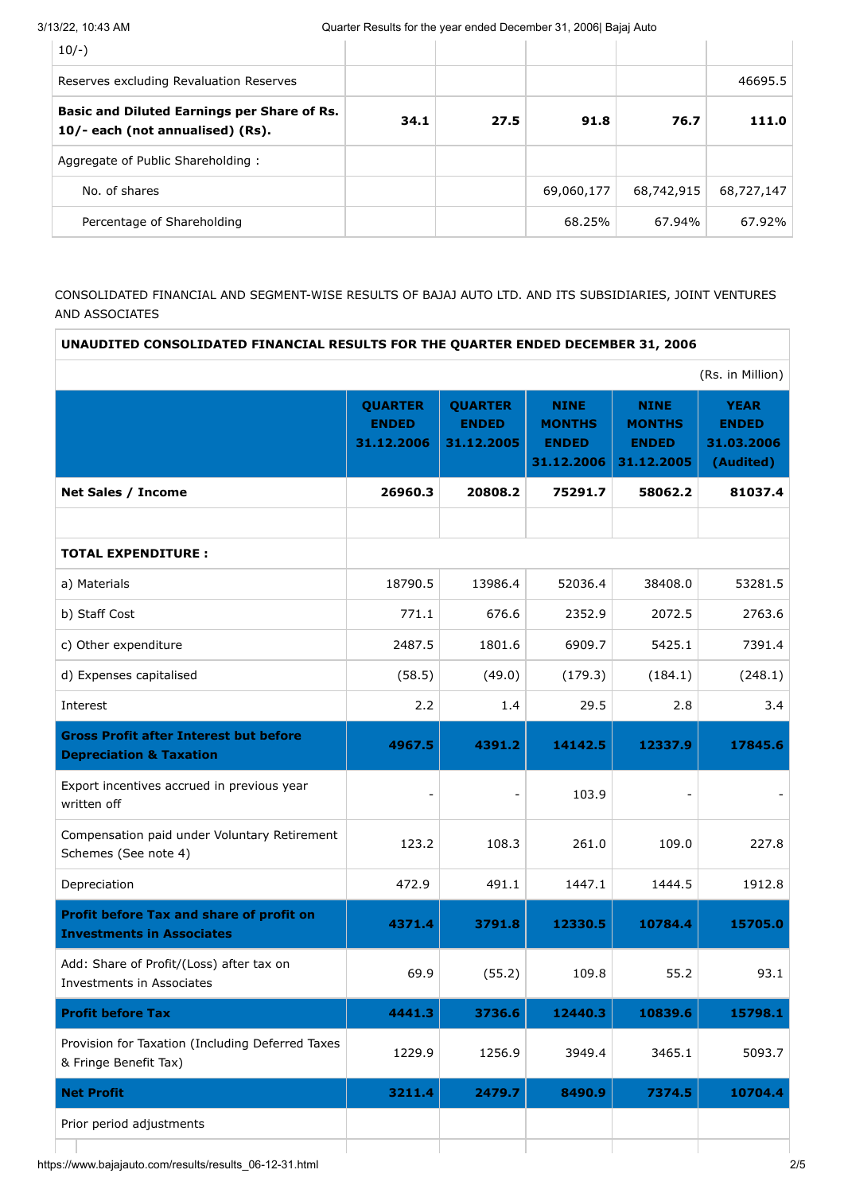| 10/-) | | | | | |
|---|---|---|---|---|---|
| Reserves excluding Revaluation Reserves | | | | | 46695.5 |
| **Basic and Diluted Earnings per Share of Rs. 10/- each (not annualised) (Rs).** | **34.1** | **27.5** | **91.8** | **76.7** | **111.0** |
| Aggregate of Public Shareholding : | | | | | |
| No. of shares | | | 69,060,177 | 68,742,915 | 68,727,147 |
| Percentage of Shareholding | | | 68.25% | 67.94% | 67.92% |

CONSOLIDATED FINANCIAL AND SEGMENT-WISE RESULTS OF BAJAJ AUTO LTD. AND ITS SUBSIDIARIES, JOINT VENTURES AND ASSOCIATES

**UNAUDITED CONSOLIDATED FINANCIAL RESULTS FOR THE QUARTER ENDED DECEMBER 31, 2006**

(Rs. in Million)

| | QUARTER ENDED 31.12.2006 | QUARTER ENDED 31.12.2005 | NINE MONTHS ENDED 31.12.2006 | NINE MONTHS ENDED 31.12.2005 | YEAR ENDED 31.03.2006 (Audited) |
|---|---|---|---|---|---|
| **Net Sales / Income** | **26960.3** | **20808.2** | **75291.7** | **58062.2** | **81037.4** |
| | | | | | |
| **TOTAL EXPENDITURE :** | | | | | |
| a) Materials | 18790.5 | 13986.4 | 52036.4 | 38408.0 | 53281.5 |
| b) Staff Cost | 771.1 | 676.6 | 2352.9 | 2072.5 | 2763.6 |
| c) Other expenditure | 2487.5 | 1801.6 | 6909.7 | 5425.1 | 7391.4 |
| d) Expenses capitalised | (58.5) | (49.0) | (179.3) | (184.1) | (248.1) |
| Interest | 2.2 | 1.4 | 29.5 | 2.8 | 3.4 |
| **Gross Profit after Interest but before Depreciation & Taxation** | **4967.5** | **4391.2** | **14142.5** | **12337.9** | **17845.6** |
| Export incentives accrued in previous year written off | - | - | 103.9 | - | - |
| Compensation paid under Voluntary Retirement Schemes (See note 4) | 123.2 | 108.3 | 261.0 | 109.0 | 227.8 |
| Depreciation | 472.9 | 491.1 | 1447.1 | 1444.5 | 1912.8 |
| **Profit before Tax and share of profit on Investments in Associates** | **4371.4** | **3791.8** | **12330.5** | **10784.4** | **15705.0** |
| Add: Share of Profit/(Loss) after tax on Investments in Associates | 69.9 | (55.2) | 109.8 | 55.2 | 93.1 |
| **Profit before Tax** | **4441.3** | **3736.6** | **12440.3** | **10839.6** | **15798.1** |
| Provision for Taxation (Including Deferred Taxes & Fringe Benefit Tax) | 1229.9 | 1256.9 | 3949.4 | 3465.1 | 5093.7 |
| **Net Profit** | **3211.4** | **2479.7** | **8490.9** | **7374.5** | **10704.4** |
| Prior period adjustments | | | | | |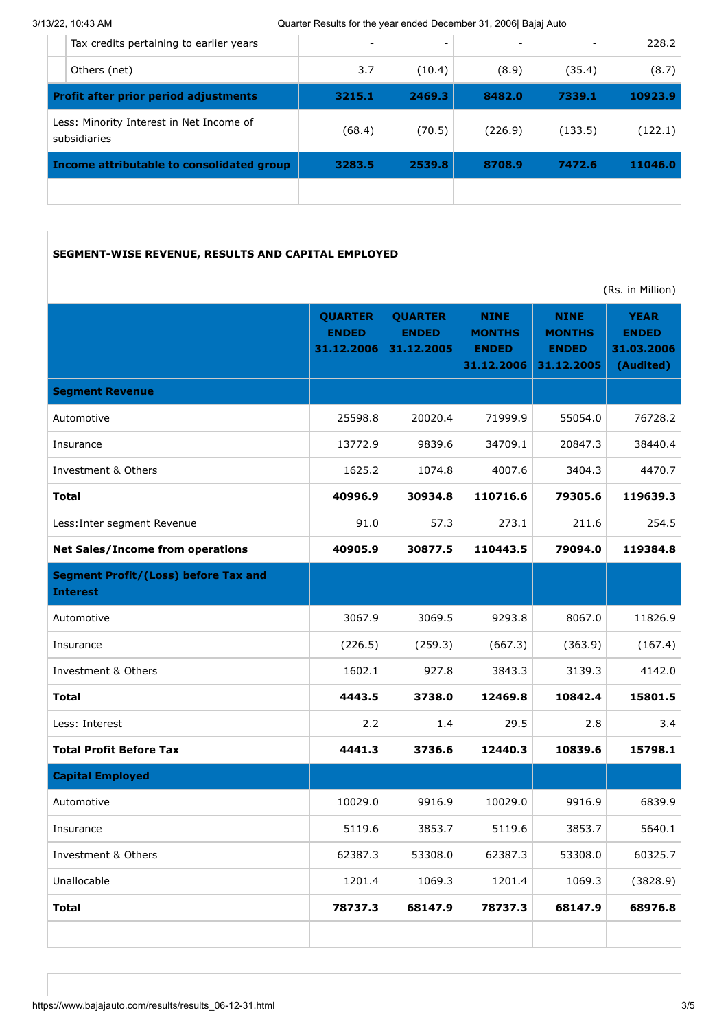| | | | | | |
|---|---|---|---|---|---|
| | Tax credits pertaining to earlier years | - | - | - | - | 228.2 |
| | Others (net) | 3.7 | (10.4) | (8.9) | (35.4) | (8.7) |
| **Profit after prior period adjustments** | | **3215.1** | **2469.3** | **8482.0** | **7339.1** | **10923.9** |
| Less: Minority Interest in Net Income of subsidiaries | | (68.4) | (70.5) | (226.9) | (133.5) | (122.1) |
| **Income attributable to consolidated group** | | **3283.5** | **2539.8** | **8708.9** | **7472.6** | **11046.0** |

**SEGMENT-WISE REVENUE, RESULTS AND CAPITAL EMPLOYED**

(Rs. in Million)

| | QUARTER ENDED 31.12.2006 | QUARTER ENDED 31.12.2005 | NINE MONTHS ENDED 31.12.2006 | NINE MONTHS ENDED 31.12.2005 | YEAR ENDED 31.03.2006 (Audited) |
|---|---|---|---|---|---|
| **Segment Revenue** | | | | | |
| Automotive | 25598.8 | 20020.4 | 71999.9 | 55054.0 | 76728.2 |
| Insurance | 13772.9 | 9839.6 | 34709.1 | 20847.3 | 38440.4 |
| Investment & Others | 1625.2 | 1074.8 | 4007.6 | 3404.3 | 4470.7 |
| **Total** | **40996.9** | **30934.8** | **110716.6** | **79305.6** | **119639.3** |
| Less:Inter segment Revenue | 91.0 | 57.3 | 273.1 | 211.6 | 254.5 |
| **Net Sales/Income from operations** | **40905.9** | **30877.5** | **110443.5** | **79094.0** | **119384.8** |
| **Segment Profit/(Loss) before Tax and Interest** | | | | | |
| Automotive | 3067.9 | 3069.5 | 9293.8 | 8067.0 | 11826.9 |
| Insurance | (226.5) | (259.3) | (667.3) | (363.9) | (167.4) |
| Investment & Others | 1602.1 | 927.8 | 3843.3 | 3139.3 | 4142.0 |
| **Total** | **4443.5** | **3738.0** | **12469.8** | **10842.4** | **15801.5** |
| Less: Interest | 2.2 | 1.4 | 29.5 | 2.8 | 3.4 |
| **Total Profit Before Tax** | **4441.3** | **3736.6** | **12440.3** | **10839.6** | **15798.1** |
| **Capital Employed** | | | | | |
| Automotive | 10029.0 | 9916.9 | 10029.0 | 9916.9 | 6839.9 |
| Insurance | 5119.6 | 3853.7 | 5119.6 | 3853.7 | 5640.1 |
| Investment & Others | 62387.3 | 53308.0 | 62387.3 | 53308.0 | 60325.7 |
| Unallocable | 1201.4 | 1069.3 | 1201.4 | 1069.3 | (3828.9) |
| **Total** | **78737.3** | **68147.9** | **78737.3** | **68147.9** | **68976.8** |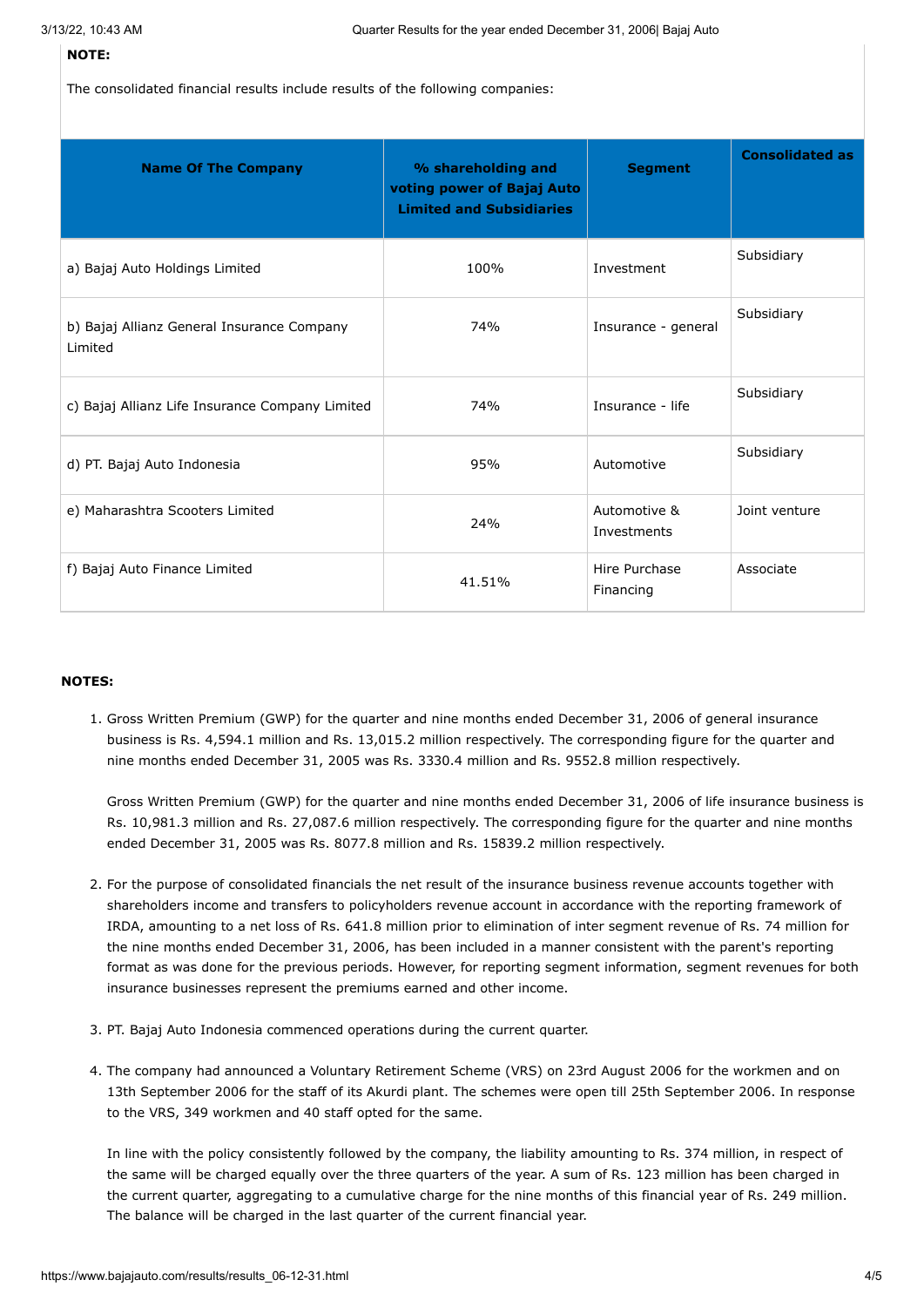**NOTE:**

The consolidated financial results include results of the following companies:

| Name Of The Company | % shareholding and voting power of Bajaj Auto Limited and Subsidiaries | Segment | Consolidated as |
|---|---|---|---|
| a) Bajaj Auto Holdings Limited | 100% | Investment | Subsidiary |
| b) Bajaj Allianz General Insurance Company Limited | 74% | Insurance - general | Subsidiary |
| c) Bajaj Allianz Life Insurance Company Limited | 74% | Insurance - life | Subsidiary |
| d) PT. Bajaj Auto Indonesia | 95% | Automotive | Subsidiary |
| e) Maharashtra Scooters Limited | 24% | Automotive & Investments | Joint venture |
| f) Bajaj Auto Finance Limited | 41.51% | Hire Purchase Financing | Associate |

**NOTES:**

1. Gross Written Premium (GWP) for the quarter and nine months ended December 31, 2006 of general insurance business is Rs. 4,594.1 million and Rs. 13,015.2 million respectively. The corresponding figure for the quarter and nine months ended December 31, 2005 was Rs. 3330.4 million and Rs. 9552.8 million respectively.

   Gross Written Premium (GWP) for the quarter and nine months ended December 31, 2006 of life insurance business is Rs. 10,981.3 million and Rs. 27,087.6 million respectively. The corresponding figure for the quarter and nine months ended December 31, 2005 was Rs. 8077.8 million and Rs. 15839.2 million respectively.

2. For the purpose of consolidated financials the net result of the insurance business revenue accounts together with shareholders income and transfers to policyholders revenue account in accordance with the reporting framework of IRDA, amounting to a net loss of Rs. 641.8 million prior to elimination of inter segment revenue of Rs. 74 million for the nine months ended December 31, 2006, has been included in a manner consistent with the parent's reporting format as was done for the previous periods. However, for reporting segment information, segment revenues for both insurance businesses represent the premiums earned and other income.

3. PT. Bajaj Auto Indonesia commenced operations during the current quarter.

4. The company had announced a Voluntary Retirement Scheme (VRS) on 23rd August 2006 for the workmen and on 13th September 2006 for the staff of its Akurdi plant. The schemes were open till 25th September 2006. In response to the VRS, 349 workmen and 40 staff opted for the same.

   In line with the policy consistently followed by the company, the liability amounting to Rs. 374 million, in respect of the same will be charged equally over the three quarters of the year. A sum of Rs. 123 million has been charged in the current quarter, aggregating to a cumulative charge for the nine months of this financial year of Rs. 249 million. The balance will be charged in the last quarter of the current financial year.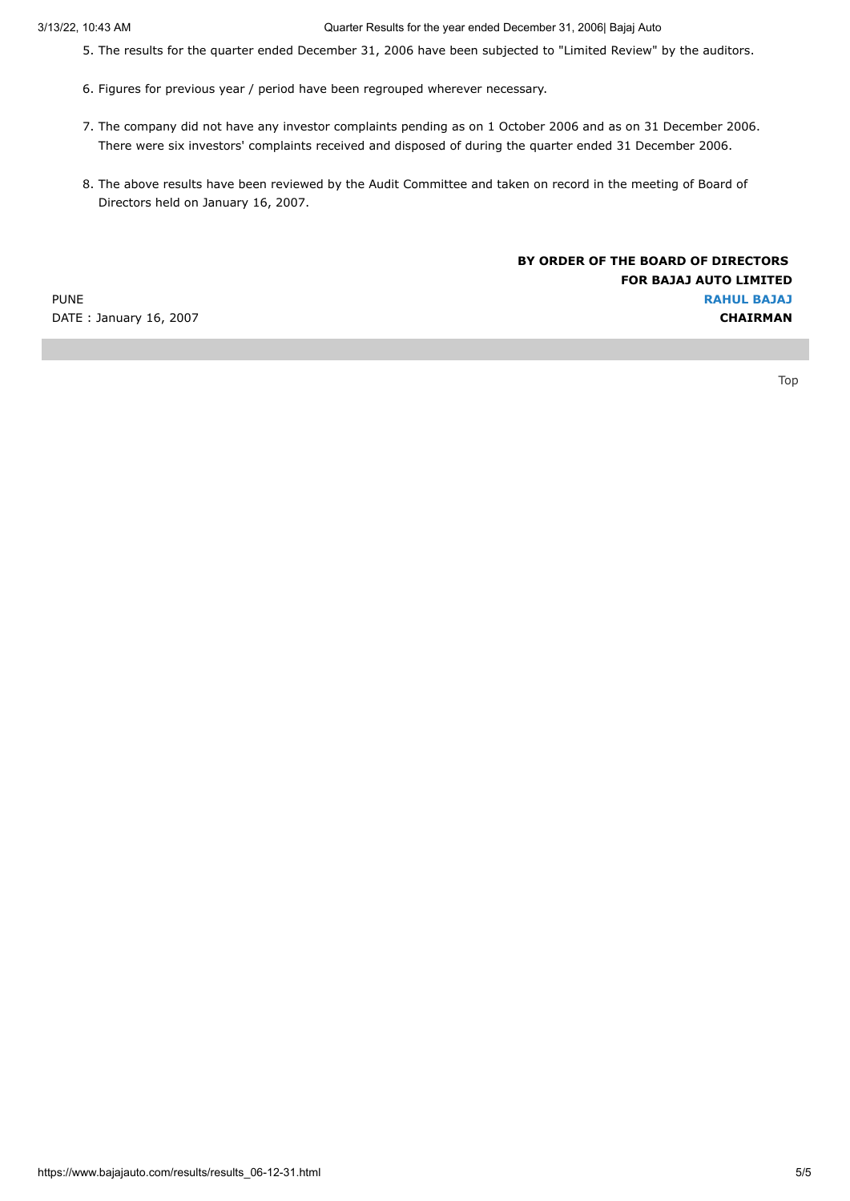5. The results for the quarter ended December 31, 2006 have been subjected to "Limited Review" by the auditors.

6. Figures for previous year / period have been regrouped wherever necessary.

7. The company did not have any investor complaints pending as on 1 October 2006 and as on 31 December 2006. There were six investors' complaints received and disposed of during the quarter ended 31 December 2006.

8. The above results have been reviewed by the Audit Committee and taken on record in the meeting of Board of Directors held on January 16, 2007.

**BY ORDER OF THE BOARD OF DIRECTORS**
**FOR BAJAJ AUTO LIMITED**
**RAHUL BAJAJ**
**CHAIRMAN**

PUNE
DATE : January 16, 2007

Top